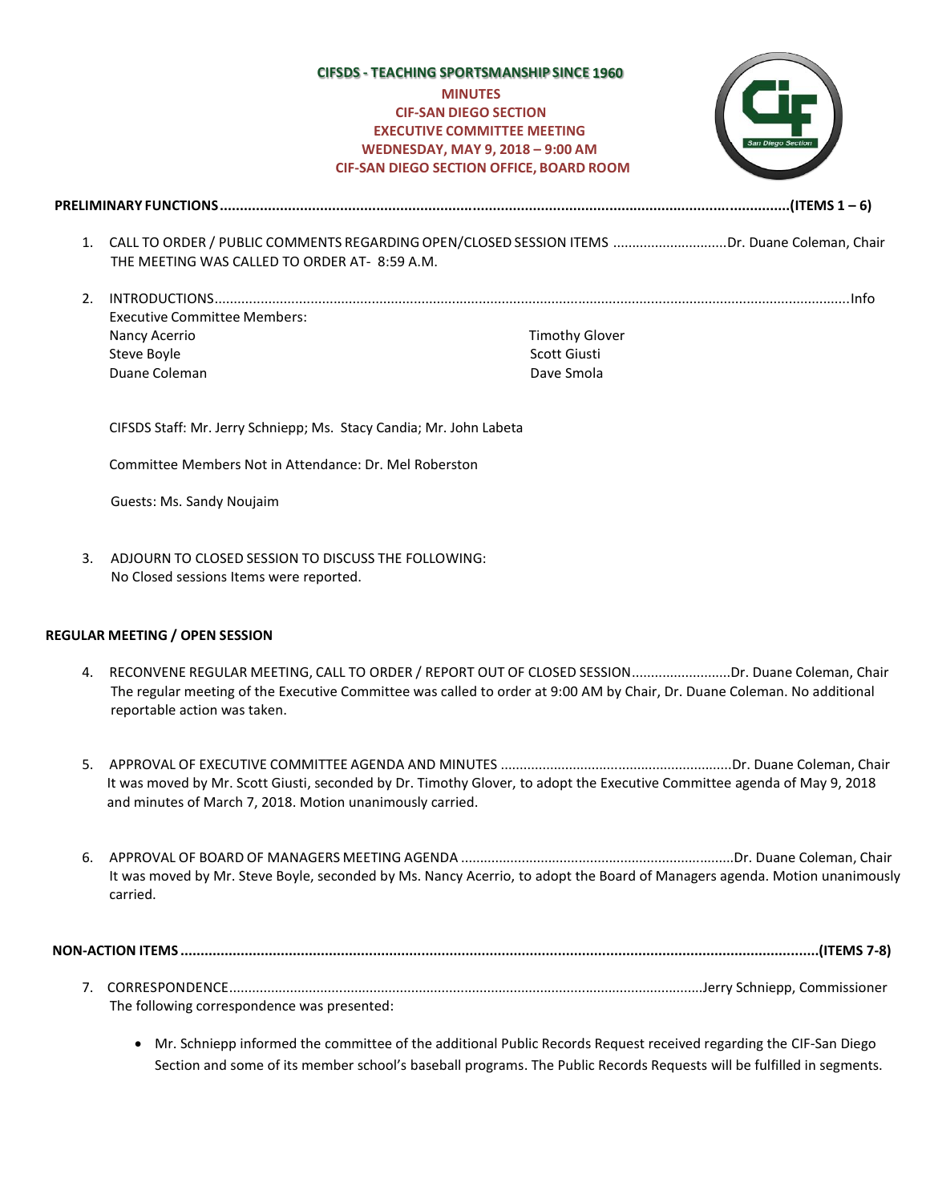**CIFSDS - TEACHING SPORTSMANSHIP SINCE 1960**

**MINUTES**
**CIF-SAN DIEGO SECTION**
**EXECUTIVE COMMITTEE MEETING**
**WEDNESDAY, MAY 9, 2018 – 9:00 AM**
**CIF-SAN DIEGO SECTION OFFICE, BOARD ROOM**

**PRELIMINARY FUNCTIONS..........................................................................................................................(ITEMS 1 – 6)**

1. CALL TO ORDER / PUBLIC COMMENTS REGARDING OPEN/CLOSED SESSION ITEMS .............................Dr. Duane Coleman, Chair
   THE MEETING WAS CALLED TO ORDER AT- 8:59 A.M.

2. INTRODUCTIONS..........................................................................................................................................Info
   Executive Committee Members:
   Nancy Acerrio
   Steve Boyle
   Duane Coleman
   Timothy Glover
   Scott Giusti
   Dave Smola

   CIFSDS Staff: Mr. Jerry Schniepp; Ms. Stacy Candia; Mr. John Labeta

   Committee Members Not in Attendance: Dr. Mel Roberston

   Guests: Ms. Sandy Noujaim

3. ADJOURN TO CLOSED SESSION TO DISCUSS THE FOLLOWING:
   No Closed sessions Items were reported.

**REGULAR MEETING / OPEN SESSION**

4. RECONVENE REGULAR MEETING, CALL TO ORDER / REPORT OUT OF CLOSED SESSION..........................Dr. Duane Coleman, Chair
   The regular meeting of the Executive Committee was called to order at 9:00 AM by Chair, Dr. Duane Coleman. No additional reportable action was taken.

5. APPROVAL OF EXECUTIVE COMMITTEE AGENDA AND MINUTES .............................................................Dr. Duane Coleman, Chair
   It was moved by Mr. Scott Giusti, seconded by Dr. Timothy Glover, to adopt the Executive Committee agenda of May 9, 2018 and minutes of March 7, 2018. Motion unanimously carried.

6. APPROVAL OF BOARD OF MANAGERS MEETING AGENDA .......................................................................Dr. Duane Coleman, Chair
   It was moved by Mr. Steve Boyle, seconded by Ms. Nancy Acerrio, to adopt the Board of Managers agenda. Motion unanimously carried.

**NON-ACTION ITEMS ..........................................................................................................................................(ITEMS 7-8)**

7. CORRESPONDENCE..........................................................................................................................Jerry Schniepp, Commissioner
   The following correspondence was presented:

   - Mr. Schniepp informed the committee of the additional Public Records Request received regarding the CIF-San Diego Section and some of its member school's baseball programs. The Public Records Requests will be fulfilled in segments.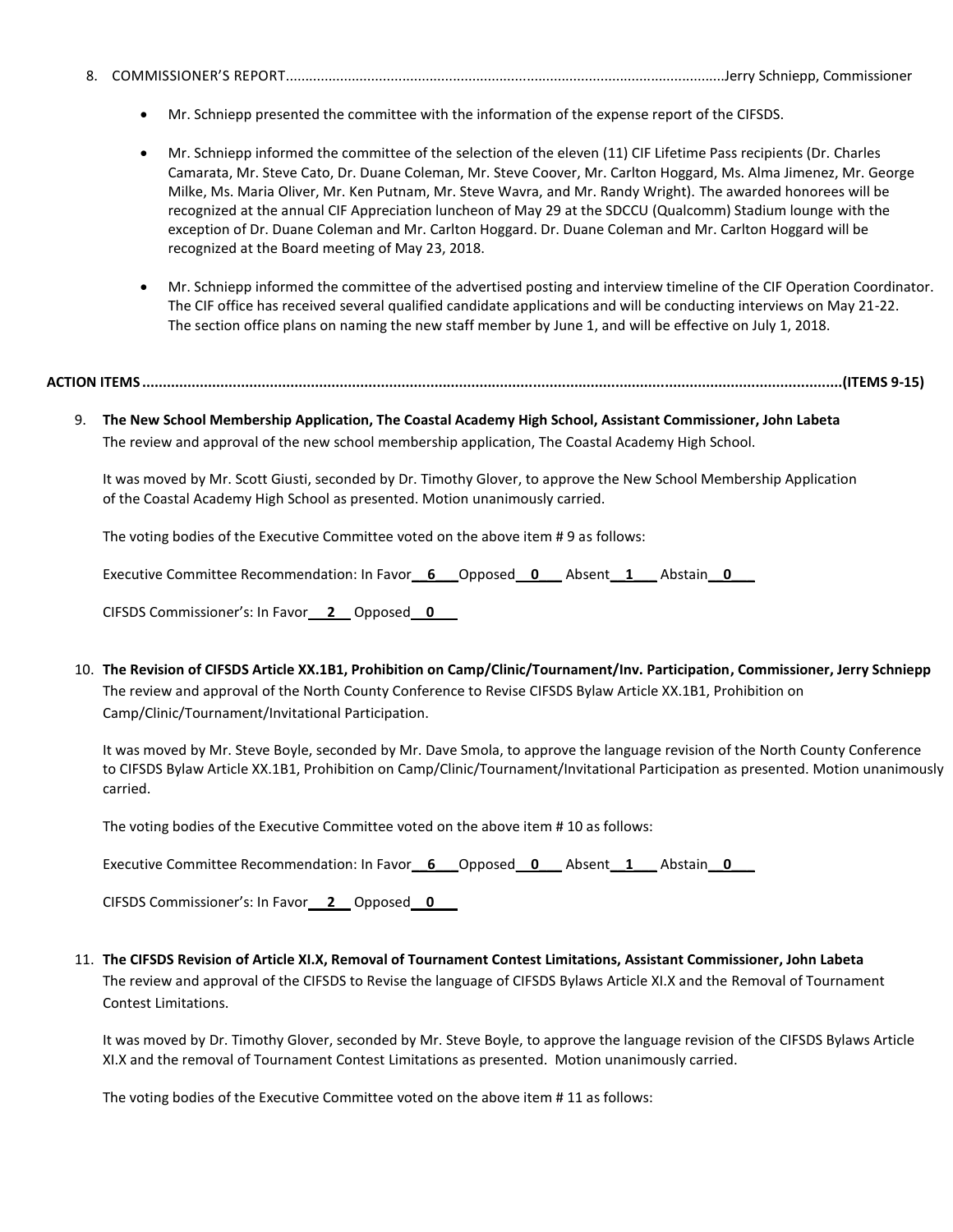8. COMMISSIONER'S REPORT.................................................................................................................Jerry Schniepp, Commissioner

   - Mr. Schniepp presented the committee with the information of the expense report of the CIFSDS.

   - Mr. Schniepp informed the committee of the selection of the eleven (11) CIF Lifetime Pass recipients (Dr. Charles Camarata, Mr. Steve Cato, Dr. Duane Coleman, Mr. Steve Coover, Mr. Carlton Hoggard, Ms. Alma Jimenez, Mr. George Milke, Ms. Maria Oliver, Mr. Ken Putnam, Mr. Steve Wavra, and Mr. Randy Wright). The awarded honorees will be recognized at the annual CIF Appreciation luncheon of May 29 at the SDCCU (Qualcomm) Stadium lounge with the exception of Dr. Duane Coleman and Mr. Carlton Hoggard. Dr. Duane Coleman and Mr. Carlton Hoggard will be recognized at the Board meeting of May 23, 2018.

   - Mr. Schniepp informed the committee of the advertised posting and interview timeline of the CIF Operation Coordinator. The CIF office has received several qualified candidate applications and will be conducting interviews on May 21-22. The section office plans on naming the new staff member by June 1, and will be effective on July 1, 2018.

**ACTION ITEMS.........................................................................................................................................................(ITEMS 9-15)**

9. **The New School Membership Application, The Coastal Academy High School, Assistant Commissioner, John Labeta**
   The review and approval of the new school membership application, The Coastal Academy High School.

   It was moved by Mr. Scott Giusti, seconded by Dr. Timothy Glover, to approve the New School Membership Application of the Coastal Academy High School as presented. Motion unanimously carried.

   The voting bodies of the Executive Committee voted on the above item # 9 as follows:

   Executive Committee Recommendation: In Favor **6** Opposed **0** Absent **1** Abstain **0**

   CIFSDS Commissioner's: In Favor **2** Opposed **0**

10. **The Revision of CIFSDS Article XX.1B1, Prohibition on Camp/Clinic/Tournament/Inv. Participation, Commissioner, Jerry Schniepp**
    The review and approval of the North County Conference to Revise CIFSDS Bylaw Article XX.1B1, Prohibition on Camp/Clinic/Tournament/Invitational Participation.

    It was moved by Mr. Steve Boyle, seconded by Mr. Dave Smola, to approve the language revision of the North County Conference to CIFSDS Bylaw Article XX.1B1, Prohibition on Camp/Clinic/Tournament/Invitational Participation as presented. Motion unanimously carried.

    The voting bodies of the Executive Committee voted on the above item # 10 as follows:

    Executive Committee Recommendation: In Favor **6** Opposed **0** Absent **1** Abstain **0**

    CIFSDS Commissioner's: In Favor **2** Opposed **0**

11. **The CIFSDS Revision of Article XI.X, Removal of Tournament Contest Limitations, Assistant Commissioner, John Labeta**
    The review and approval of the CIFSDS to Revise the language of CIFSDS Bylaws Article XI.X and the Removal of Tournament Contest Limitations.

    It was moved by Dr. Timothy Glover, seconded by Mr. Steve Boyle, to approve the language revision of the CIFSDS Bylaws Article XI.X and the removal of Tournament Contest Limitations as presented. Motion unanimously carried.

    The voting bodies of the Executive Committee voted on the above item # 11 as follows: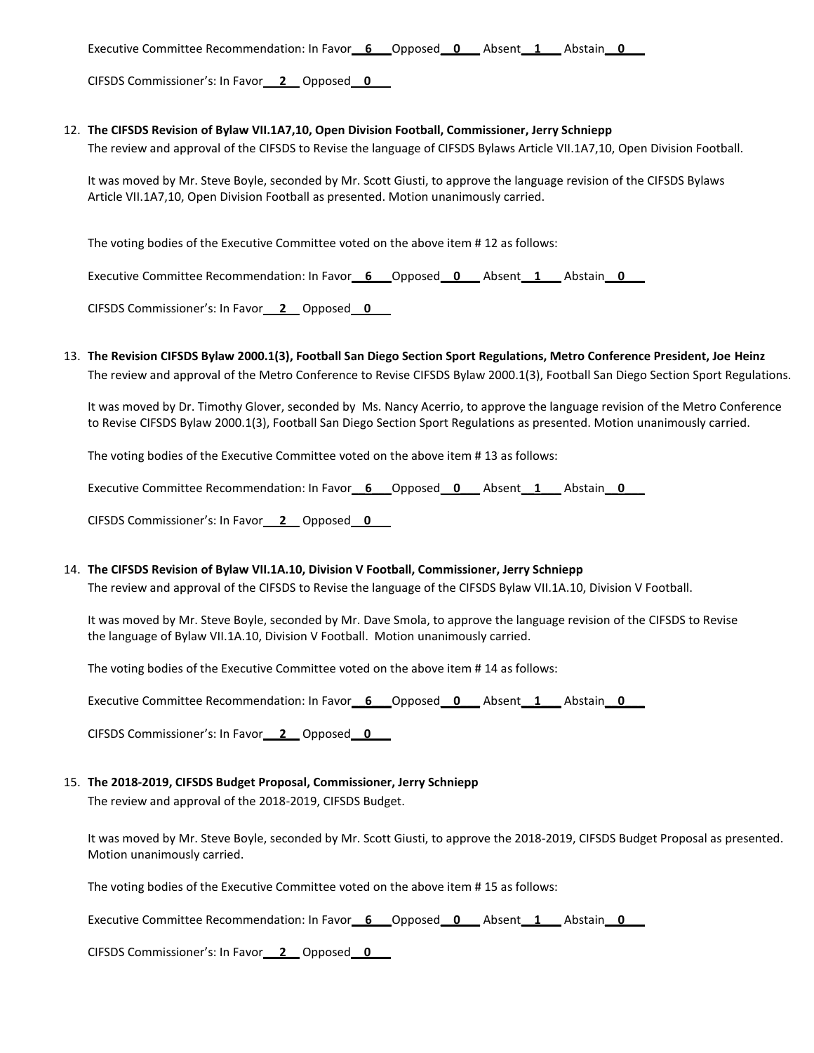Executive Committee Recommendation: In Favor **6** Opposed **0** Absent **1** Abstain **0**

CIFSDS Commissioner's: In Favor **2** Opposed **0**

12. **The CIFSDS Revision of Bylaw VII.1A7,10, Open Division Football, Commissioner, Jerry Schniepp**

    The review and approval of the CIFSDS to Revise the language of CIFSDS Bylaws Article VII.1A7,10, Open Division Football.

    It was moved by Mr. Steve Boyle, seconded by Mr. Scott Giusti, to approve the language revision of the CIFSDS Bylaws Article VII.1A7,10, Open Division Football as presented. Motion unanimously carried.

    The voting bodies of the Executive Committee voted on the above item # 12 as follows:

    Executive Committee Recommendation: In Favor **6** Opposed **0** Absent **1** Abstain **0**

    CIFSDS Commissioner's: In Favor **2** Opposed **0**

13. **The Revision CIFSDS Bylaw 2000.1(3), Football San Diego Section Sport Regulations, Metro Conference President, Joe Heinz**

    The review and approval of the Metro Conference to Revise CIFSDS Bylaw 2000.1(3), Football San Diego Section Sport Regulations.

    It was moved by Dr. Timothy Glover, seconded by Ms. Nancy Acerrio, to approve the language revision of the Metro Conference to Revise CIFSDS Bylaw 2000.1(3), Football San Diego Section Sport Regulations as presented. Motion unanimously carried.

    The voting bodies of the Executive Committee voted on the above item # 13 as follows:

    Executive Committee Recommendation: In Favor **6** Opposed **0** Absent **1** Abstain **0**

    CIFSDS Commissioner's: In Favor **2** Opposed **0**

14. **The CIFSDS Revision of Bylaw VII.1A.10, Division V Football, Commissioner, Jerry Schniepp**

    The review and approval of the CIFSDS to Revise the language of the CIFSDS Bylaw VII.1A.10, Division V Football.

    It was moved by Mr. Steve Boyle, seconded by Mr. Dave Smola, to approve the language revision of the CIFSDS to Revise the language of Bylaw VII.1A.10, Division V Football. Motion unanimously carried.

    The voting bodies of the Executive Committee voted on the above item # 14 as follows:

    Executive Committee Recommendation: In Favor **6** Opposed **0** Absent **1** Abstain **0**

    CIFSDS Commissioner's: In Favor **2** Opposed **0**

15. **The 2018-2019, CIFSDS Budget Proposal, Commissioner, Jerry Schniepp**

    The review and approval of the 2018-2019, CIFSDS Budget.

    It was moved by Mr. Steve Boyle, seconded by Mr. Scott Giusti, to approve the 2018-2019, CIFSDS Budget Proposal as presented. Motion unanimously carried.

    The voting bodies of the Executive Committee voted on the above item # 15 as follows:

    Executive Committee Recommendation: In Favor **6** Opposed **0** Absent **1** Abstain **0**

    CIFSDS Commissioner's: In Favor **2** Opposed **0**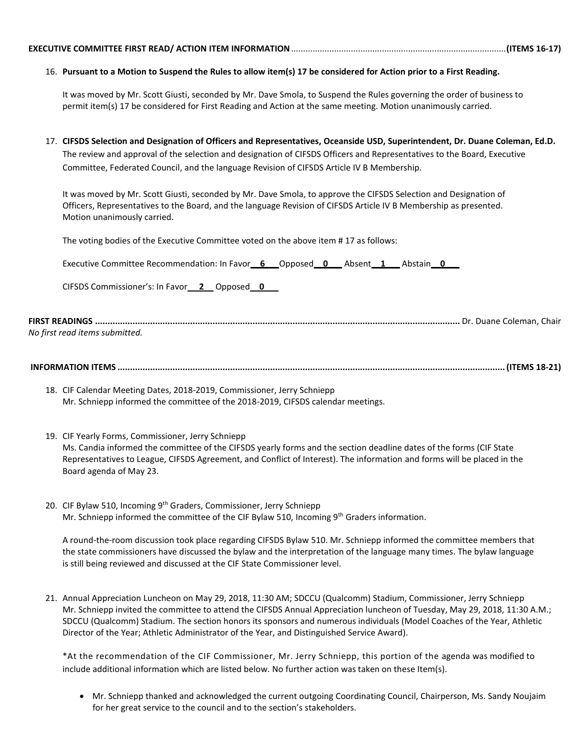**EXECUTIVE COMMITTEE FIRST READ/ ACTION ITEM INFORMATION** ........................................................................................**(ITEMS 16-17)**

16. **Pursuant to a Motion to Suspend the Rules to allow item(s) 17 be considered for Action prior to a First Reading.**

    It was moved by Mr. Scott Giusti, seconded by Mr. Dave Smola, to Suspend the Rules governing the order of business to permit item(s) 17 be considered for First Reading and Action at the same meeting. Motion unanimously carried.

17. **CIFSDS Selection and Designation of Officers and Representatives, Oceanside USD, Superintendent, Dr. Duane Coleman, Ed.D.**
    The review and approval of the selection and designation of CIFSDS Officers and Representatives to the Board, Executive Committee, Federated Council, and the language Revision of CIFSDS Article IV B Membership.

    It was moved by Mr. Scott Giusti, seconded by Mr. Dave Smola, to approve the CIFSDS Selection and Designation of Officers, Representatives to the Board, and the language Revision of CIFSDS Article IV B Membership as presented. Motion unanimously carried.

    The voting bodies of the Executive Committee voted on the above item # 17 as follows:

    Executive Committee Recommendation: In Favor **6** Opposed **0** Absent **1** Abstain **0**

    CIFSDS Commissioner's: In Favor **2** Opposed **0**

**FIRST READINGS** ................................................................................................................................................ Dr. Duane Coleman, Chair
*No first read items submitted.*

**INFORMATION ITEMS** ........................................................................................................................................................**(ITEMS 18-21)**

18. CIF Calendar Meeting Dates, 2018-2019, Commissioner, Jerry Schniepp
    Mr. Schniepp informed the committee of the 2018-2019, CIFSDS calendar meetings.

19. CIF Yearly Forms, Commissioner, Jerry Schniepp
    Ms. Candia informed the committee of the CIFSDS yearly forms and the section deadline dates of the forms (CIF State Representatives to League, CIFSDS Agreement, and Conflict of Interest). The information and forms will be placed in the Board agenda of May 23.

20. CIF Bylaw 510, Incoming 9th Graders, Commissioner, Jerry Schniepp
    Mr. Schniepp informed the committee of the CIF Bylaw 510, Incoming 9th Graders information.

    A round-the-room discussion took place regarding CIFSDS Bylaw 510. Mr. Schniepp informed the committee members that the state commissioners have discussed the bylaw and the interpretation of the language many times. The bylaw language is still being reviewed and discussed at the CIF State Commissioner level.

21. Annual Appreciation Luncheon on May 29, 2018, 11:30 AM; SDCCU (Qualcomm) Stadium, Commissioner, Jerry Schniepp
    Mr. Schniepp invited the committee to attend the CIFSDS Annual Appreciation luncheon of Tuesday, May 29, 2018, 11:30 A.M.; SDCCU (Qualcomm) Stadium. The section honors its sponsors and numerous individuals (Model Coaches of the Year, Athletic Director of the Year; Athletic Administrator of the Year, and Distinguished Service Award).

    *At the recommendation of the CIF Commissioner, Mr. Jerry Schniepp, this portion of the agenda was modified to include additional information which are listed below. No further action was taken on these Item(s).

    - Mr. Schniepp thanked and acknowledged the current outgoing Coordinating Council, Chairperson, Ms. Sandy Noujaim for her great service to the council and to the section's stakeholders.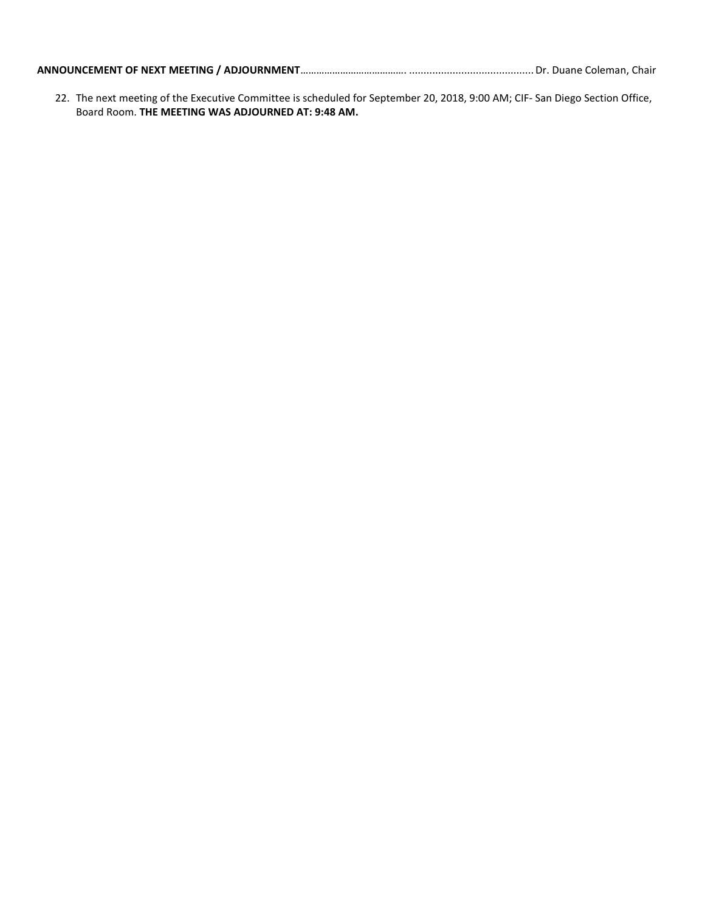**ANNOUNCEMENT OF NEXT MEETING / ADJOURNMENT**…………………………………. .......................................... Dr. Duane Coleman, Chair

22. The next meeting of the Executive Committee is scheduled for September 20, 2018, 9:00 AM; CIF- San Diego Section Office, Board Room. **THE MEETING WAS ADJOURNED AT: 9:48 AM.**